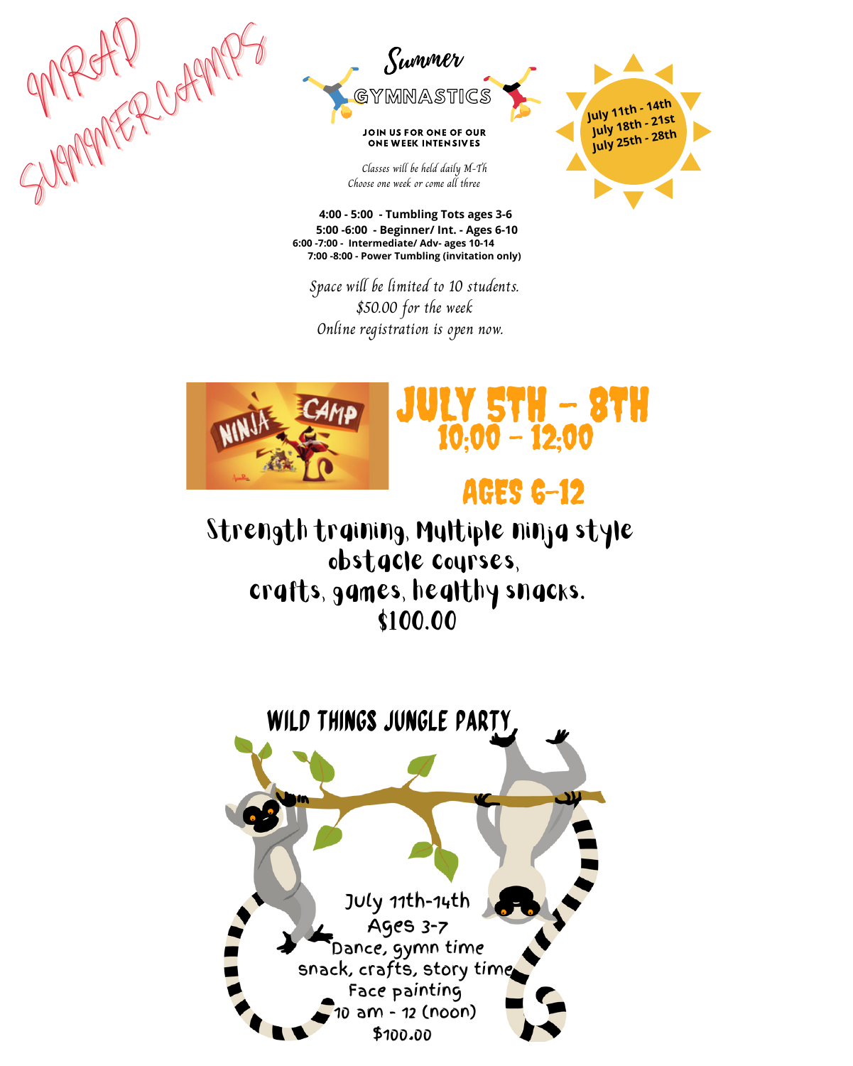# MRAD SUMMER CAMPS

## Summer GYMNASTICS

**JOIN US FOR ONE OF OUR ONE WEEK INTENSIVES**

*Classes will be held daily M-Th*
*Choose one week or come all three*

July 11th - 14th
July 18th - 21st
July 25th - 28th

**4:00 - 5:00 - Tumbling Tots ages 3-6**
**5:00 -6:00 - Beginner/ Int. - Ages 6-10**
**6:00 -7:00 - Intermediate/ Adv- ages 10-14**
**7:00 -8:00 - Power Tumbling (invitation only)**

*Space will be limited to 10 students.*
*$50.00 for the week*
*Online registration is open now.*

## NINJA CAMP

**JULY 5TH - 8TH**
**10:00 - 12:00**

**AGES 6-12**

Strength training, Multiple ninja style obstacle courses, crafts, games, healthy snacks.
$100.00

## WILD THINGS JUNGLE PARTY

July 11th-14th
Ages 3-7
Dance, gymn time
snack, crafts, story time
Face painting
10 am - 12 (noon)
$100.00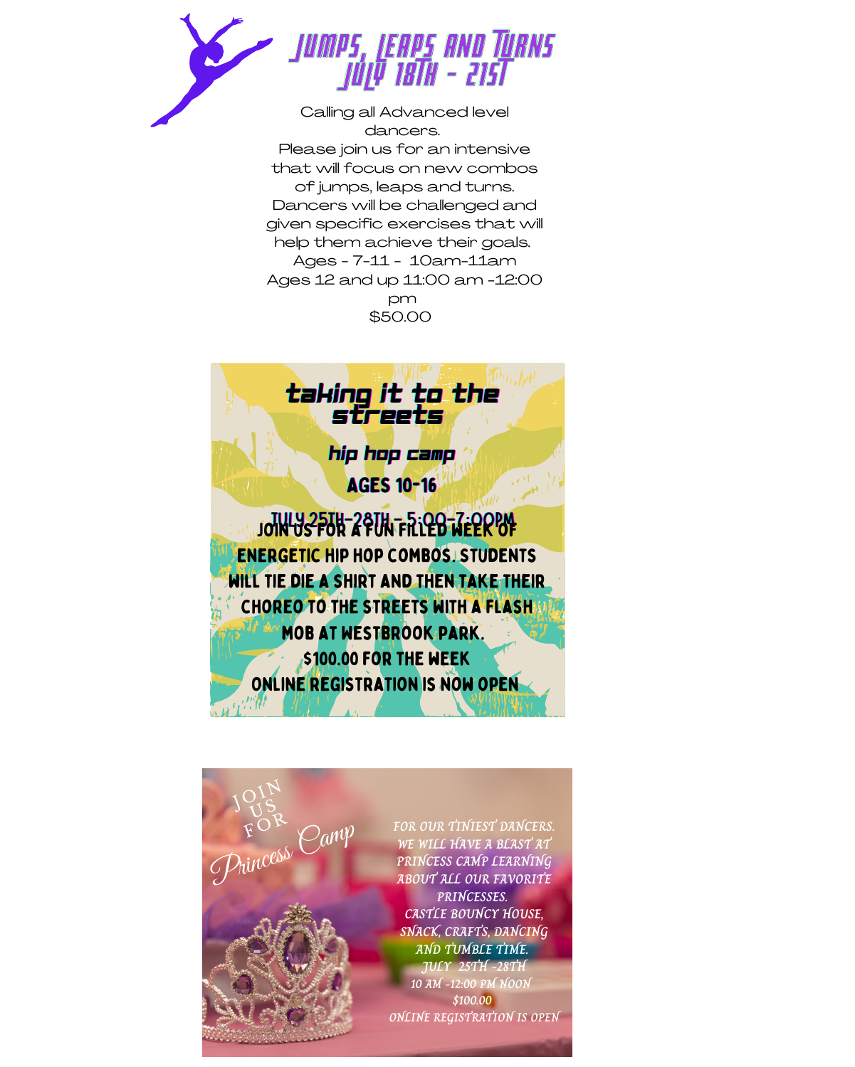# Jumps, Leaps and Turns
## July 18th - 21st

Calling all Advanced level dancers.
Please join us for an intensive that will focus on new combos of jumps, leaps and turns.
Dancers will be challenged and given specific exercises that will help them achieve their goals.
Ages - 7-11 - 10am-11am
Ages 12 and up 11:00 am -12:00 pm
$50.00

# taking it to the streets

## hip hop camp

**AGES 10-16**

**JULY 25TH-28TH - 5:00-7:00PM**

**JOIN US FOR A FUN FILLED WEEK OF ENERGETIC HIP HOP COMBOS. STUDENTS WILL TIE DIE A SHIRT AND THEN TAKE THEIR CHOREO TO THE STREETS WITH A FLASH MOB AT WESTBROOK PARK.**
**$100.00 FOR THE WEEK**
**ONLINE REGISTRATION IS NOW OPEN**

# JOIN US FOR Princess Camp

*FOR OUR TINIEST DANCERS. WE WILL HAVE A BLAST AT PRINCESS CAMP LEARNING ABOUT ALL OUR FAVORITE PRINCESSES.*
*CASTLE BOUNCY HOUSE, SNACK, CRAFTS, DANCING AND TUMBLE TIME.*
*JULY 25TH -28TH*
*10 AM -12:00 PM NOON*
*$100.00*
*ONLINE REGISTRATION IS OPEN*